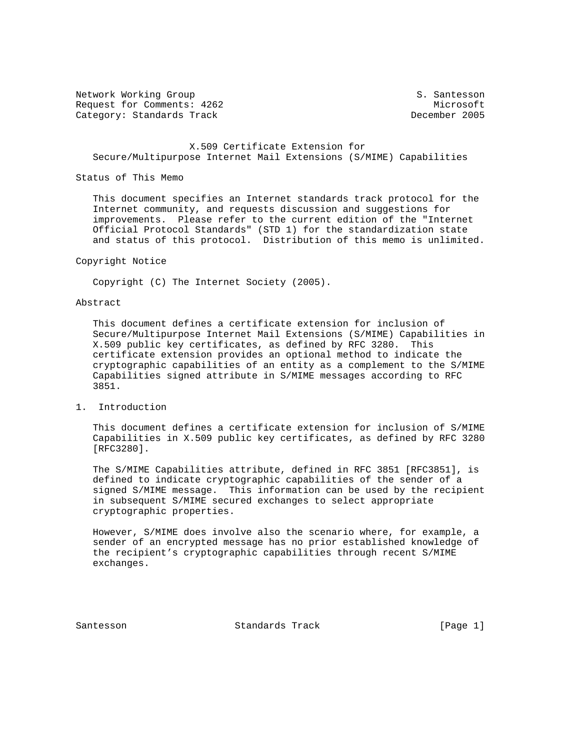Network Working Group S. Santesson
Request for Comments: 4262 Microsoft
Category: Standards Track December 2005

# X.509 Certificate Extension for Secure/Multipurpose Internet Mail Extensions (S/MIME) Capabilities

## Status of This Memo

This document specifies an Internet standards track protocol for the Internet community, and requests discussion and suggestions for improvements. Please refer to the current edition of the "Internet Official Protocol Standards" (STD 1) for the standardization state and status of this protocol. Distribution of this memo is unlimited.

## Copyright Notice

Copyright (C) The Internet Society (2005).

## Abstract

This document defines a certificate extension for inclusion of Secure/Multipurpose Internet Mail Extensions (S/MIME) Capabilities in X.509 public key certificates, as defined by RFC 3280. This certificate extension provides an optional method to indicate the cryptographic capabilities of an entity as a complement to the S/MIME Capabilities signed attribute in S/MIME messages according to RFC 3851.

## 1. Introduction

This document defines a certificate extension for inclusion of S/MIME Capabilities in X.509 public key certificates, as defined by RFC 3280 [RFC3280].

The S/MIME Capabilities attribute, defined in RFC 3851 [RFC3851], is defined to indicate cryptographic capabilities of the sender of a signed S/MIME message. This information can be used by the recipient in subsequent S/MIME secured exchanges to select appropriate cryptographic properties.

However, S/MIME does involve also the scenario where, for example, a sender of an encrypted message has no prior established knowledge of the recipient’s cryptographic capabilities through recent S/MIME exchanges.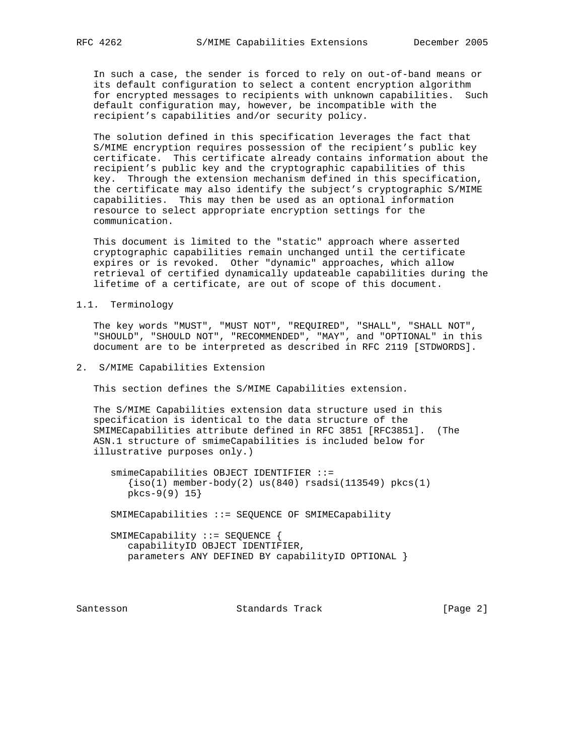In such a case, the sender is forced to rely on out-of-band means or its default configuration to select a content encryption algorithm for encrypted messages to recipients with unknown capabilities. Such default configuration may, however, be incompatible with the recipient's capabilities and/or security policy.

The solution defined in this specification leverages the fact that S/MIME encryption requires possession of the recipient's public key certificate. This certificate already contains information about the recipient's public key and the cryptographic capabilities of this key. Through the extension mechanism defined in this specification, the certificate may also identify the subject's cryptographic S/MIME capabilities. This may then be used as an optional information resource to select appropriate encryption settings for the communication.

This document is limited to the "static" approach where asserted cryptographic capabilities remain unchanged until the certificate expires or is revoked. Other "dynamic" approaches, which allow retrieval of certified dynamically updateable capabilities during the lifetime of a certificate, are out of scope of this document.

### 1.1. Terminology

The key words "MUST", "MUST NOT", "REQUIRED", "SHALL", "SHALL NOT", "SHOULD", "SHOULD NOT", "RECOMMENDED", "MAY", and "OPTIONAL" in this document are to be interpreted as described in RFC 2119 [STDWORDS].

## 2. S/MIME Capabilities Extension

This section defines the S/MIME Capabilities extension.

The S/MIME Capabilities extension data structure used in this specification is identical to the data structure of the SMIMECapabilities attribute defined in RFC 3851 [RFC3851]. (The ASN.1 structure of smimeCapabilities is included below for illustrative purposes only.)

```
smimeCapabilities OBJECT IDENTIFIER ::=
   {iso(1) member-body(2) us(840) rsadsi(113549) pkcs(1)
   pkcs-9(9) 15}

SMIMECapabilities ::= SEQUENCE OF SMIMECapability

SMIMECapability ::= SEQUENCE {
   capabilityID OBJECT IDENTIFIER,
   parameters ANY DEFINED BY capabilityID OPTIONAL }
```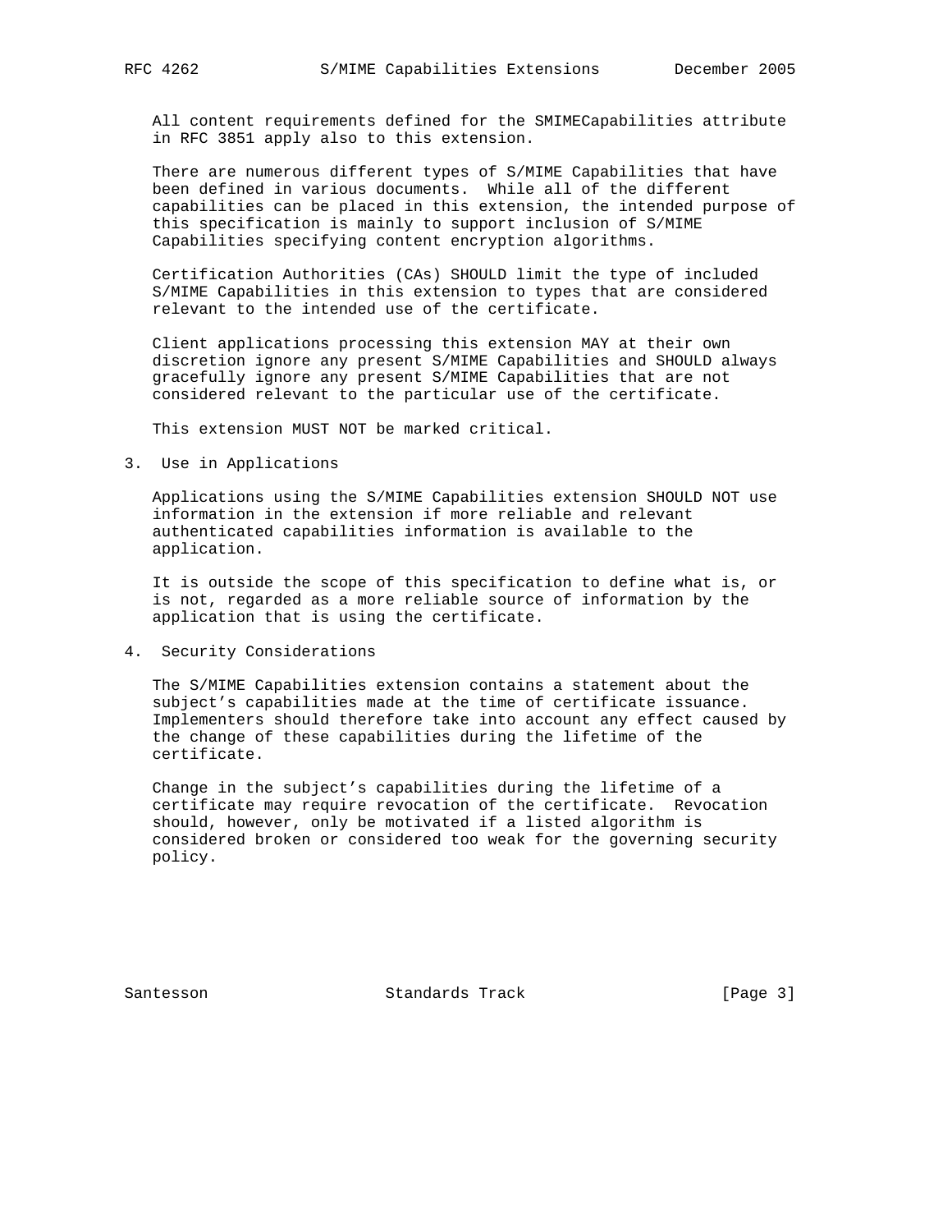All content requirements defined for the SMIMECapabilities attribute in RFC 3851 apply also to this extension.

There are numerous different types of S/MIME Capabilities that have been defined in various documents. While all of the different capabilities can be placed in this extension, the intended purpose of this specification is mainly to support inclusion of S/MIME Capabilities specifying content encryption algorithms.

Certification Authorities (CAs) SHOULD limit the type of included S/MIME Capabilities in this extension to types that are considered relevant to the intended use of the certificate.

Client applications processing this extension MAY at their own discretion ignore any present S/MIME Capabilities and SHOULD always gracefully ignore any present S/MIME Capabilities that are not considered relevant to the particular use of the certificate.

This extension MUST NOT be marked critical.

## 3. Use in Applications

Applications using the S/MIME Capabilities extension SHOULD NOT use information in the extension if more reliable and relevant authenticated capabilities information is available to the application.

It is outside the scope of this specification to define what is, or is not, regarded as a more reliable source of information by the application that is using the certificate.

## 4. Security Considerations

The S/MIME Capabilities extension contains a statement about the subject's capabilities made at the time of certificate issuance. Implementers should therefore take into account any effect caused by the change of these capabilities during the lifetime of the certificate.

Change in the subject's capabilities during the lifetime of a certificate may require revocation of the certificate. Revocation should, however, only be motivated if a listed algorithm is considered broken or considered too weak for the governing security policy.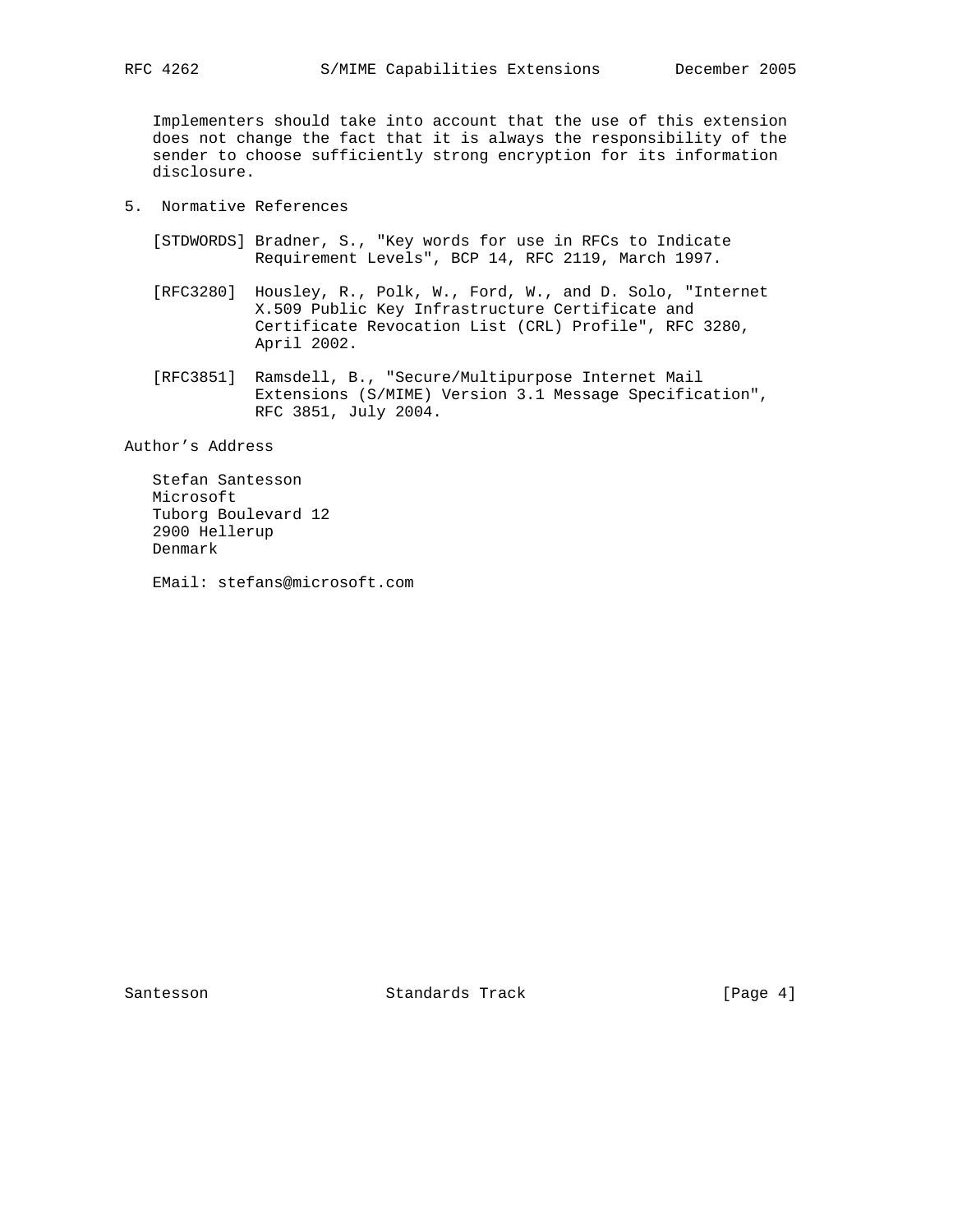Implementers should take into account that the use of this extension does not change the fact that it is always the responsibility of the sender to choose sufficiently strong encryption for its information disclosure.

## 5. Normative References

[STDWORDS] Bradner, S., "Key words for use in RFCs to Indicate Requirement Levels", BCP 14, RFC 2119, March 1997.

[RFC3280] Housley, R., Polk, W., Ford, W., and D. Solo, "Internet X.509 Public Key Infrastructure Certificate and Certificate Revocation List (CRL) Profile", RFC 3280, April 2002.

[RFC3851] Ramsdell, B., "Secure/Multipurpose Internet Mail Extensions (S/MIME) Version 3.1 Message Specification", RFC 3851, July 2004.

## Author's Address

Stefan Santesson
Microsoft
Tuborg Boulevard 12
2900 Hellerup
Denmark

EMail: stefans@microsoft.com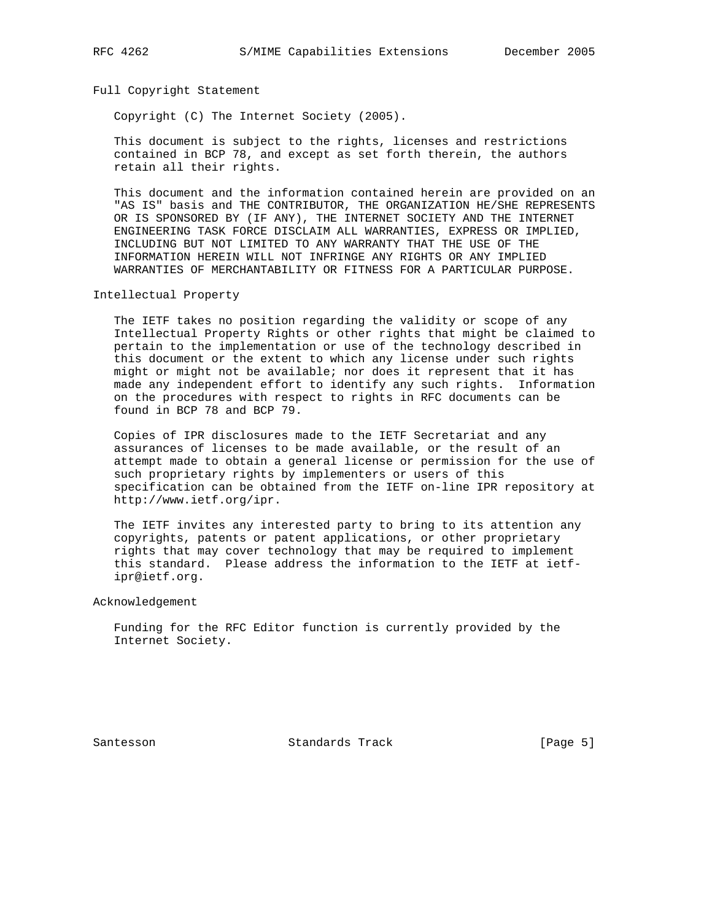## Full Copyright Statement

Copyright (C) The Internet Society (2005).

This document is subject to the rights, licenses and restrictions contained in BCP 78, and except as set forth therein, the authors retain all their rights.

This document and the information contained herein are provided on an "AS IS" basis and THE CONTRIBUTOR, THE ORGANIZATION HE/SHE REPRESENTS OR IS SPONSORED BY (IF ANY), THE INTERNET SOCIETY AND THE INTERNET ENGINEERING TASK FORCE DISCLAIM ALL WARRANTIES, EXPRESS OR IMPLIED, INCLUDING BUT NOT LIMITED TO ANY WARRANTY THAT THE USE OF THE INFORMATION HEREIN WILL NOT INFRINGE ANY RIGHTS OR ANY IMPLIED WARRANTIES OF MERCHANTABILITY OR FITNESS FOR A PARTICULAR PURPOSE.

## Intellectual Property

The IETF takes no position regarding the validity or scope of any Intellectual Property Rights or other rights that might be claimed to pertain to the implementation or use of the technology described in this document or the extent to which any license under such rights might or might not be available; nor does it represent that it has made any independent effort to identify any such rights. Information on the procedures with respect to rights in RFC documents can be found in BCP 78 and BCP 79.

Copies of IPR disclosures made to the IETF Secretariat and any assurances of licenses to be made available, or the result of an attempt made to obtain a general license or permission for the use of such proprietary rights by implementers or users of this specification can be obtained from the IETF on-line IPR repository at http://www.ietf.org/ipr.

The IETF invites any interested party to bring to its attention any copyrights, patents or patent applications, or other proprietary rights that may cover technology that may be required to implement this standard. Please address the information to the IETF at ietf-ipr@ietf.org.

## Acknowledgement

Funding for the RFC Editor function is currently provided by the Internet Society.